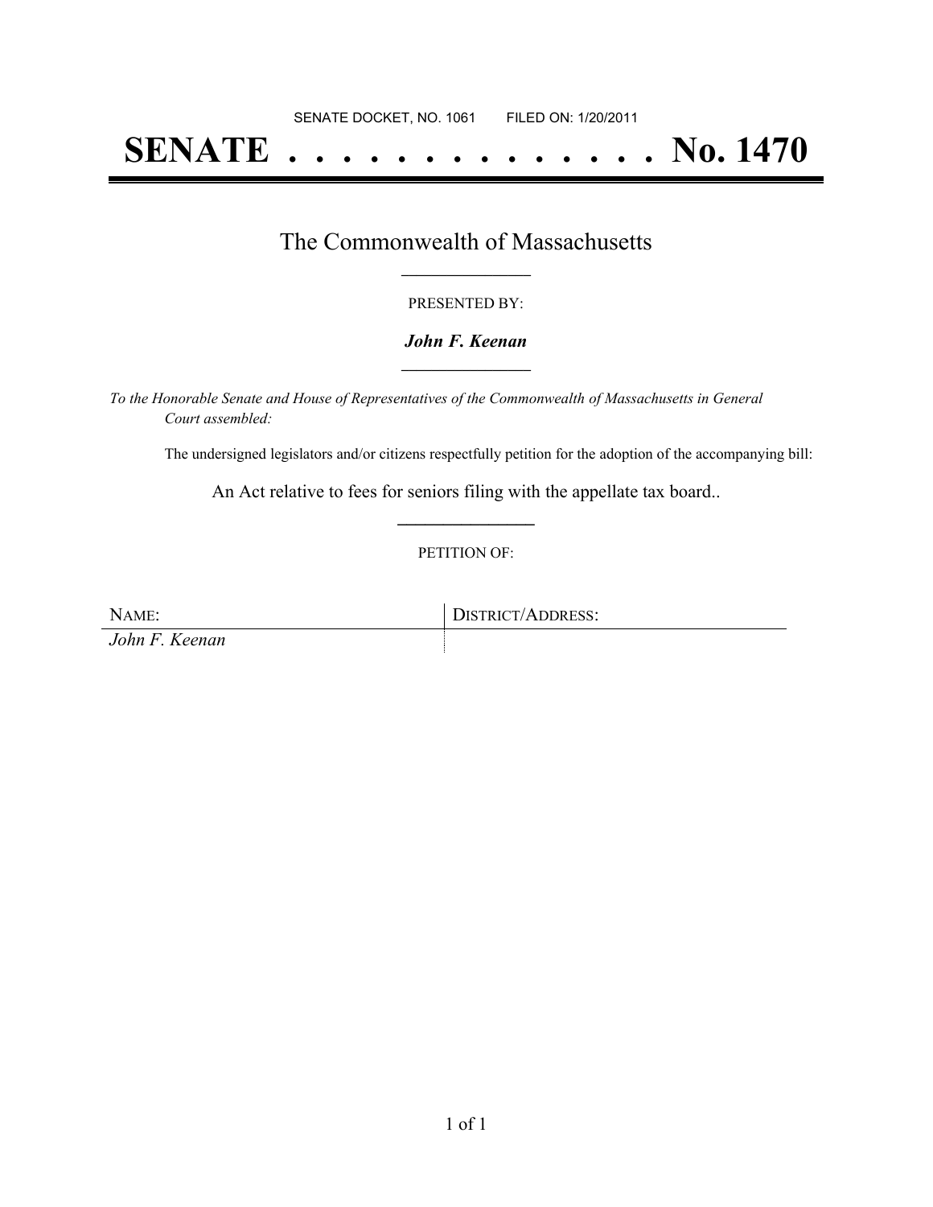SENATE DOCKET, NO. 1061        FILED ON: 1/20/2011

# SENATE . . . . . . . . . . . . . . No. 1470

## The Commonwealth of Massachusetts

PRESENTED BY:

***John F. Keenan***

*To the Honorable Senate and House of Representatives of the Commonwealth of Massachusetts in General Court assembled:*

The undersigned legislators and/or citizens respectfully petition for the adoption of the accompanying bill:

An Act relative to fees for seniors filing with the appellate tax board..

PETITION OF:

| NAME: | DISTRICT/ADDRESS: |
| --- | --- |
| *John F. Keenan* | |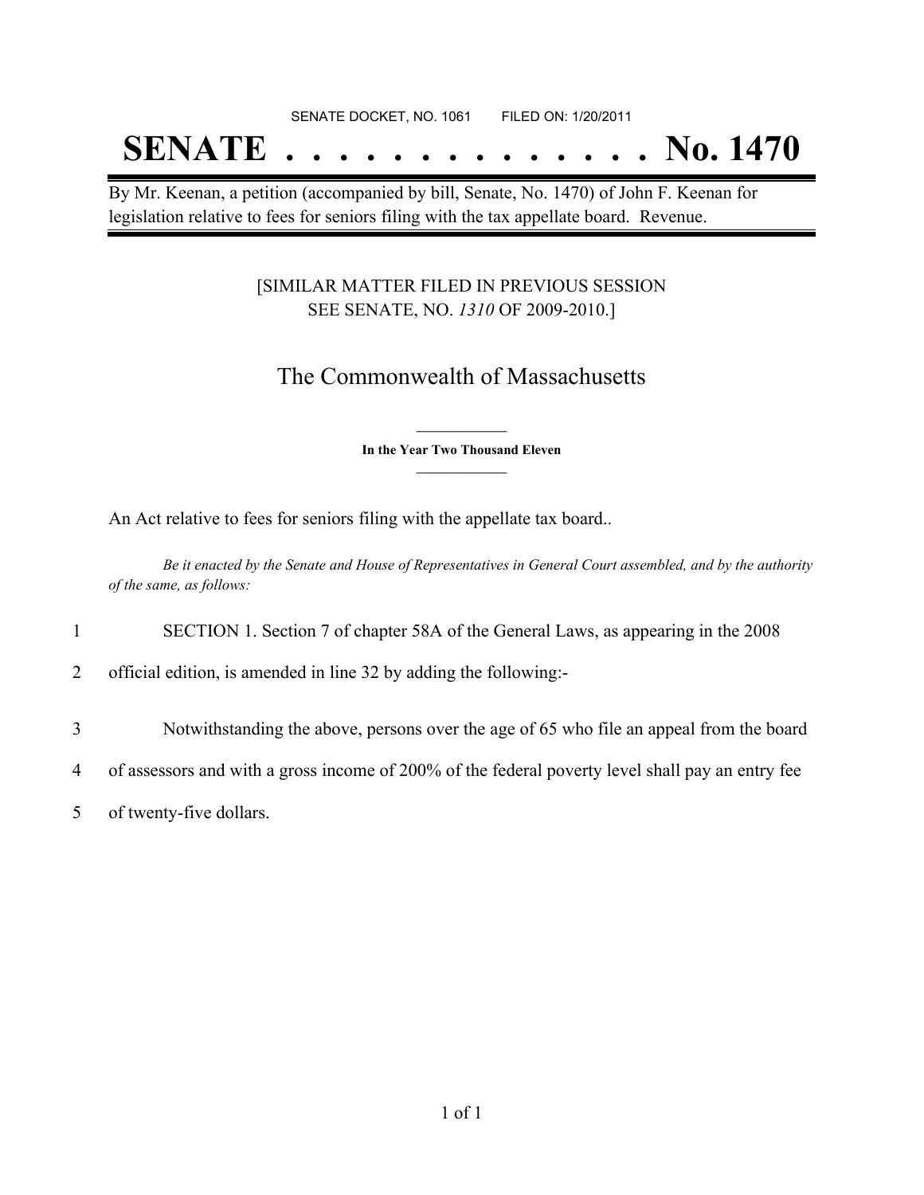SENATE DOCKET, NO. 1061        FILED ON: 1/20/2011

# SENATE . . . . . . . . . . . . . . No. 1470

By Mr. Keenan, a petition (accompanied by bill, Senate, No. 1470) of John F. Keenan for legislation relative to fees for seniors filing with the tax appellate board. Revenue.

[SIMILAR MATTER FILED IN PREVIOUS SESSION
SEE SENATE, NO. *1310* OF 2009-2010.]

## The Commonwealth of Massachusetts

**In the Year Two Thousand Eleven**

An Act relative to fees for seniors filing with the appellate tax board..

*Be it enacted by the Senate and House of Representatives in General Court assembled, and by the authority of the same, as follows:*

1 SECTION 1. Section 7 of chapter 58A of the General Laws, as appearing in the 2008
2 official edition, is amended in line 32 by adding the following:-

3 Notwithstanding the above, persons over the age of 65 who file an appeal from the board
4 of assessors and with a gross income of 200% of the federal poverty level shall pay an entry fee
5 of twenty-five dollars.